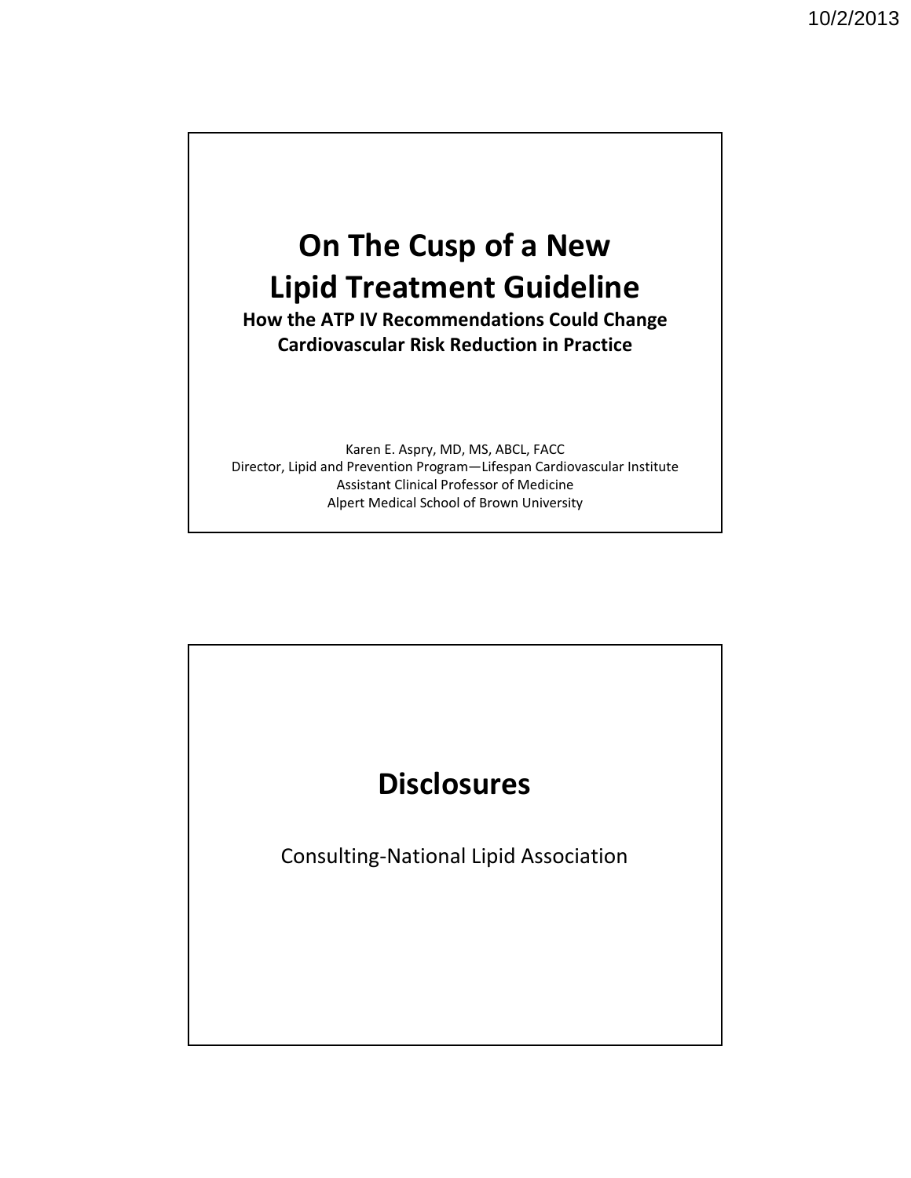# On The Cusp of a New Lipid Treatment Guideline

**How the ATP IV Recommendations Could Change Cardiovascular Risk Reduction in Practice**

Karen E. Aspry, MD, MS, ABCL, FACC
Director, Lipid and Prevention Program—Lifespan Cardiovascular Institute
Assistant Clinical Professor of Medicine
Alpert Medical School of Brown University

# Disclosures

Consulting-National Lipid Association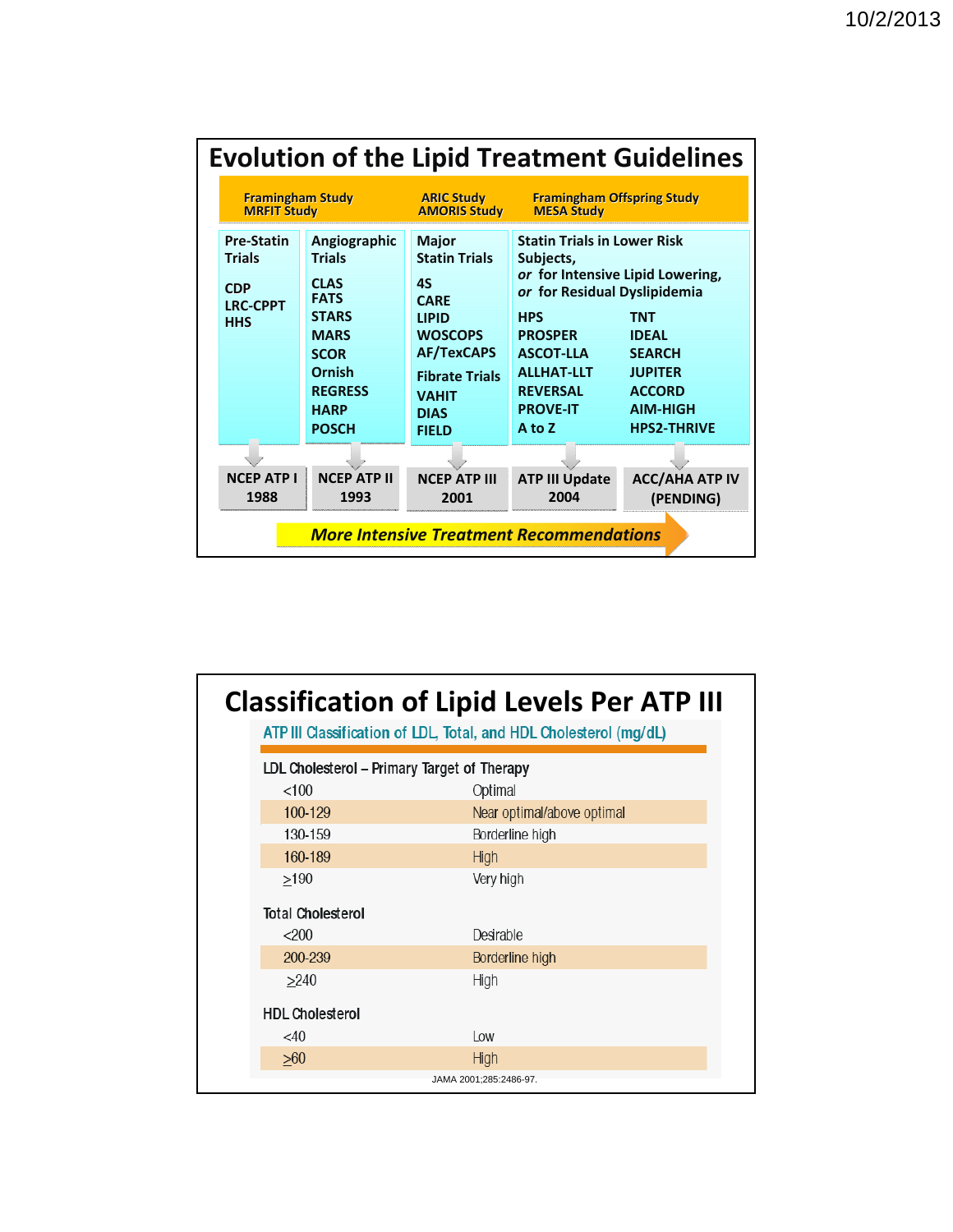# Evolution of the Lipid Treatment Guidelines

| Framingham Study<br>MRFIT Study | | ARIC Study<br>AMORIS Study | Framingham Offspring Study<br>MESA Study | |
|---|---|---|---|---|
| **Pre-Statin Trials**<br>CDP<br>LRC-CPPT<br>HHS | **Angiographic Trials**<br>CLAS<br>FATS<br>STARS<br>MARS<br>SCOR<br>Ornish<br>REGRESS<br>HARP<br>POSCH | **Major Statin Trials**<br>4S<br>CARE<br>LIPID<br>WOSCOPS<br>AF/TexCAPS<br>**Fibrate Trials**<br>VAHIT<br>DIAS<br>FIELD | **Statin Trials in Lower Risk Subjects, *or* for Intensive Lipid Lowering, *or* for Residual Dyslipidemia**<br>HPS<br>PROSPER<br>ASCOT-LLA<br>ALLHAT-LLT<br>REVERSAL<br>PROVE-IT<br>A to Z | <br>TNT<br>IDEAL<br>SEARCH<br>JUPITER<br>ACCORD<br>AIM-HIGH<br>HPS2-THRIVE |
| **NCEP ATP I 1988** | **NCEP ATP II 1993** | **NCEP ATP III 2001** | **ATP III Update 2004** | **ACC/AHA ATP IV (PENDING)** |

***More Intensive Treatment Recommendations***

# Classification of Lipid Levels Per ATP III

**ATP III Classification of LDL, Total, and HDL Cholesterol (mg/dL)**

| | |
|---|---|
| **LDL Cholesterol – Primary Target of Therapy** | |
| <100 | Optimal |
| 100-129 | Near optimal/above optimal |
| 130-159 | Borderline high |
| 160-189 | High |
| ≥190 | Very high |
| **Total Cholesterol** | |
| <200 | Desirable |
| 200-239 | Borderline high |
| ≥240 | High |
| **HDL Cholesterol** | |
| <40 | Low |
| ≥60 | High |

JAMA 2001;285:2486-97.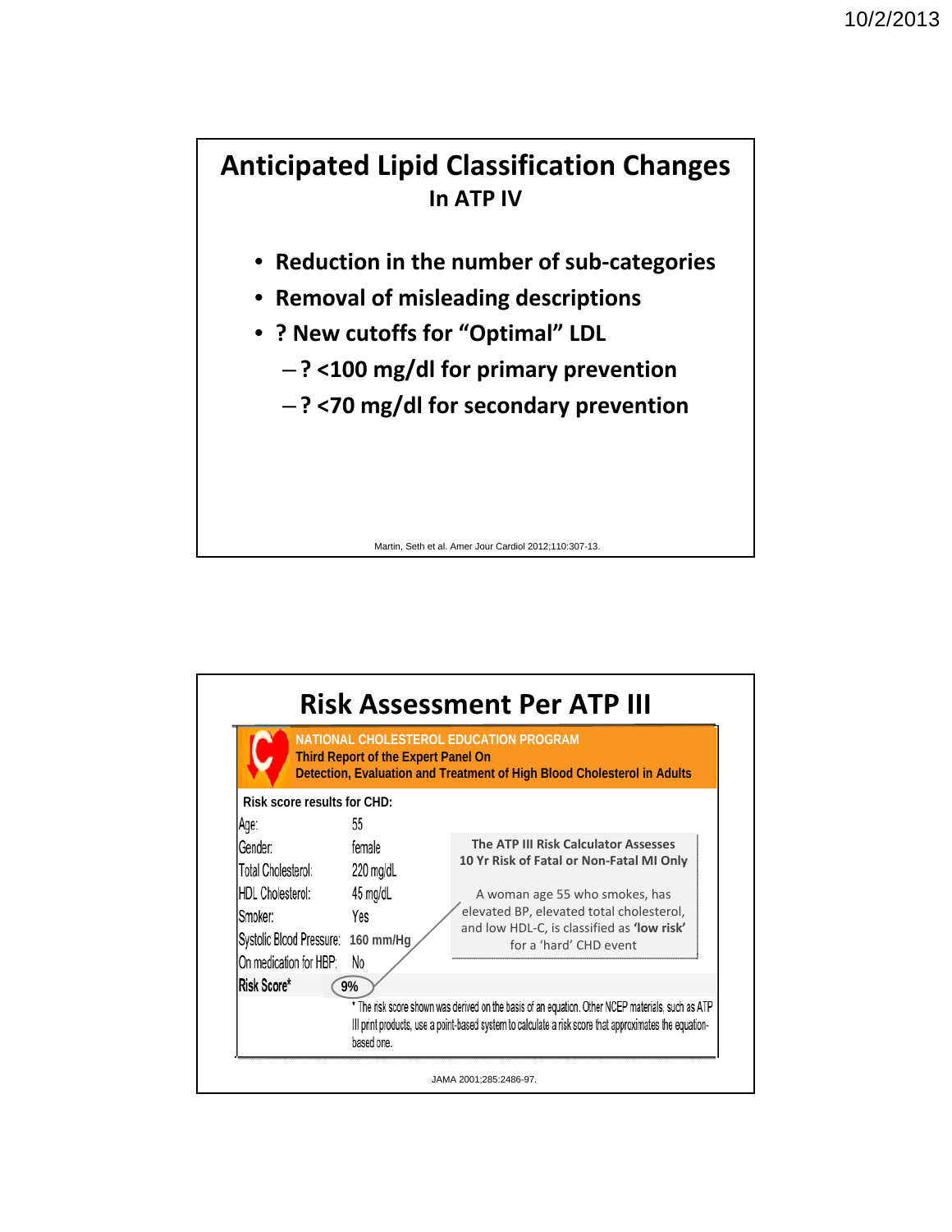## Anticipated Lipid Classification Changes
### In ATP IV

- **Reduction in the number of sub-categories**
- **Removal of misleading descriptions**
- **? New cutoffs for "Optimal" LDL**
  - **? <100 mg/dl for primary prevention**
  - **? <70 mg/dl for secondary prevention**

Martin, Seth et al. Amer Jour Cardiol 2012;110:307-13.

## Risk Assessment Per ATP III

**NATIONAL CHOLESTEROL EDUCATION PROGRAM**
**Third Report of the Expert Panel On**
**Detection, Evaluation and Treatment of High Blood Cholesterol in Adults**

**Risk score results for CHD:**

| | |
|---|---|
| Age: | 55 |
| Gender: | female |
| Total Cholesterol: | 220 mg/dL |
| HDL Cholesterol: | 45 mg/dL |
| Smoker: | Yes |
| Systolic Blood Pressure: | 160 mm/Hg |
| On medication for HBP: | No |
| **Risk Score*** | 9% |

\* The risk score shown was derived on the basis of an equation. Other NCEP materials, such as ATP III print products, use a point-based system to calculate a risk score that approximates the equation-based one.

**The ATP III Risk Calculator Assesses 10 Yr Risk of Fatal or Non-Fatal MI Only**

A woman age 55 who smokes, has elevated BP, elevated total cholesterol, and low HDL-C, is classified as **'low risk'** for a 'hard' CHD event

JAMA 2001;285:2486-97.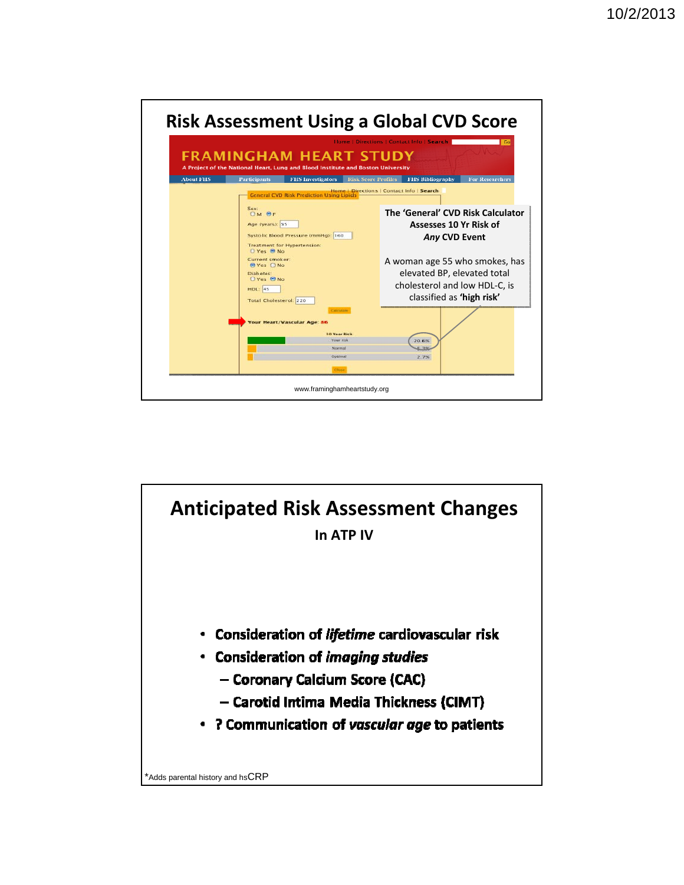# Risk Assessment Using a Global CVD Score

FRAMINGHAM HEART STUDY

A Project of the National Heart, Lung and Blood Institute and Boston University

About FHS | Participants | FHS Investigators | Risk Score Profiles | FHS Bibliography | For Researchers

General CVD Risk Prediction Using Lipids

Sex: M / F (F selected)

Age (years): 55

Systolic Blood Pressure (mmHg): 160

Treatment for Hypertension: Yes / No (No selected)

Current smoker: Yes / No (Yes selected)

Diabetes: Yes / No (No selected)

HDL: 45

Total Cholesterol: 220

Your Heart/Vascular Age: 86

10 Year Risk

| | |
|---|---|
| Your risk | 20.6% |
| Normal | 5.3% |
| Optimal | 2.7% |

**The 'General' CVD Risk Calculator Assesses 10 Yr Risk of *Any* CVD Event**

A woman age 55 who smokes, has elevated BP, elevated total cholesterol and low HDL-C, is classified as **'high risk'**

www.framinghamheartstudy.org

# Anticipated Risk Assessment Changes

## In ATP IV

- **Consideration of *lifetime* cardiovascular risk**
- **Consideration of *imaging studies***
  - **Coronary Calcium Score (CAC)**
  - **Carotid Intima Media Thickness (CIMT)**
- **? Communication of *vascular age* to patients**

*Adds parental history and hsCRP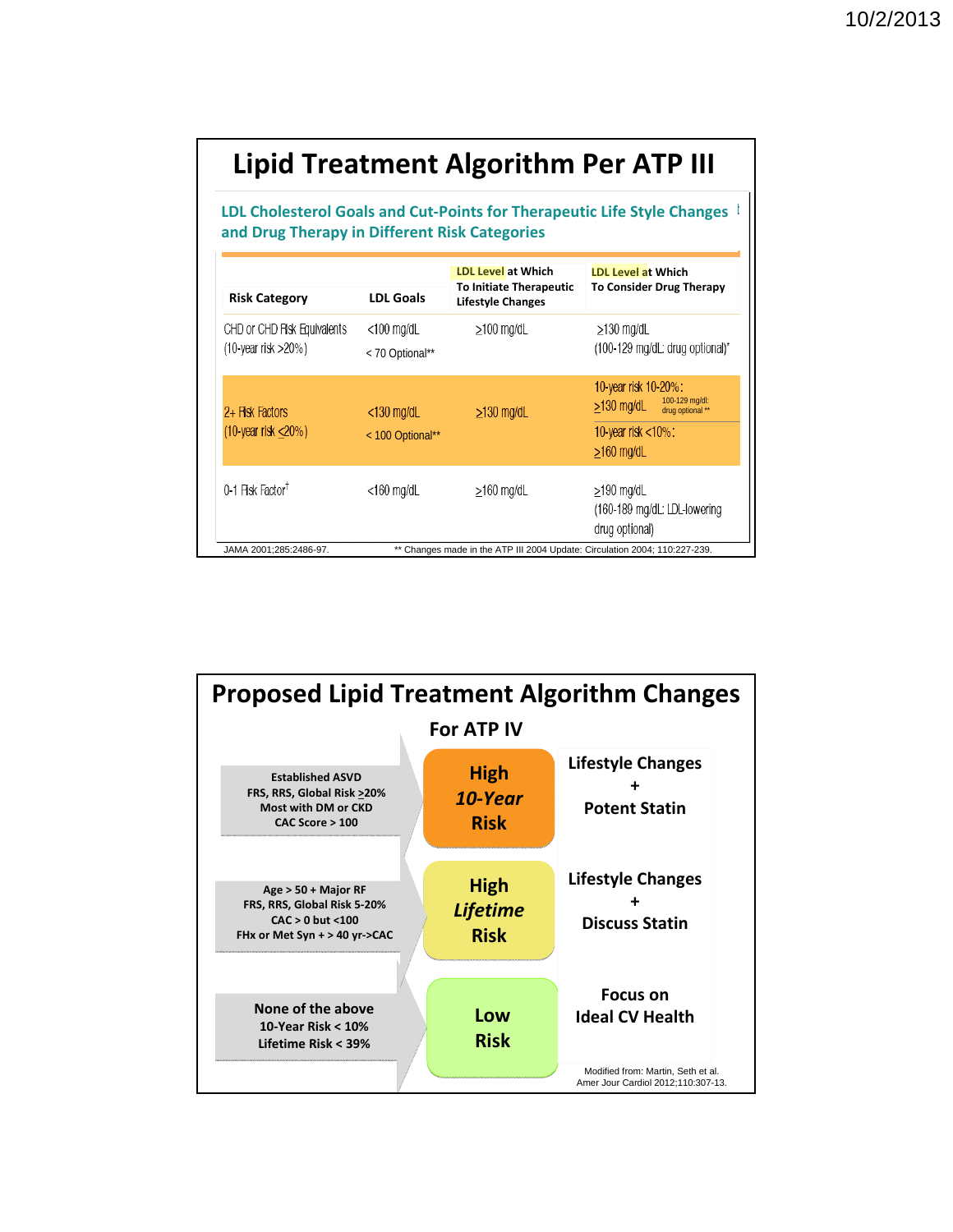# Lipid Treatment Algorithm Per ATP III

## LDL Cholesterol Goals and Cut-Points for Therapeutic Life Style Changes and Drug Therapy in Different Risk Categories

| Risk Category | LDL Goals | LDL Level at Which To Initiate Therapeutic Lifestyle Changes | LDL Level at Which To Consider Drug Therapy |
|---|---|---|---|
| CHD or CHD Risk Equivalents (10-year risk >20%) | <100 mg/dL < 70 Optional** | ≥100 mg/dL | ≥130 mg/dL (100-129 mg/dL: drug optional)* |
| 2+ Risk Factors (10-year risk ≤20%) | <130 mg/dL < 100 Optional** | ≥130 mg/dL | 10-year risk 10-20%: ≥130 mg/dL (100-129 mg/dl: drug optional **) 10-year risk <10%: ≥160 mg/dL |
| 0-1 Risk Factor† | <160 mg/dL | ≥160 mg/dL | ≥190 mg/dL (160-189 mg/dL: LDL-lowering drug optional) |

JAMA 2001;285:2486-97. ** Changes made in the ATP III 2004 Update: Circulation 2004; 110:227-239.

# Proposed Lipid Treatment Algorithm Changes

## For ATP IV

| Criteria | Risk | Treatment |
|---|---|---|
| Established ASVD; FRS, RRS, Global Risk ≥20%; Most with DM or CKD; CAC Score > 100 | High *10-Year* Risk | Lifestyle Changes + Potent Statin |
| Age > 50 + Major RF; FRS, RRS, Global Risk 5-20%; CAC > 0 but <100; FHx or Met Syn + > 40 yr->CAC | High *Lifetime* Risk | Lifestyle Changes + Discuss Statin |
| None of the above; 10-Year Risk < 10%; Lifetime Risk < 39% | Low Risk | Focus on Ideal CV Health |

Modified from: Martin, Seth et al. Amer Jour Cardiol 2012;110:307-13.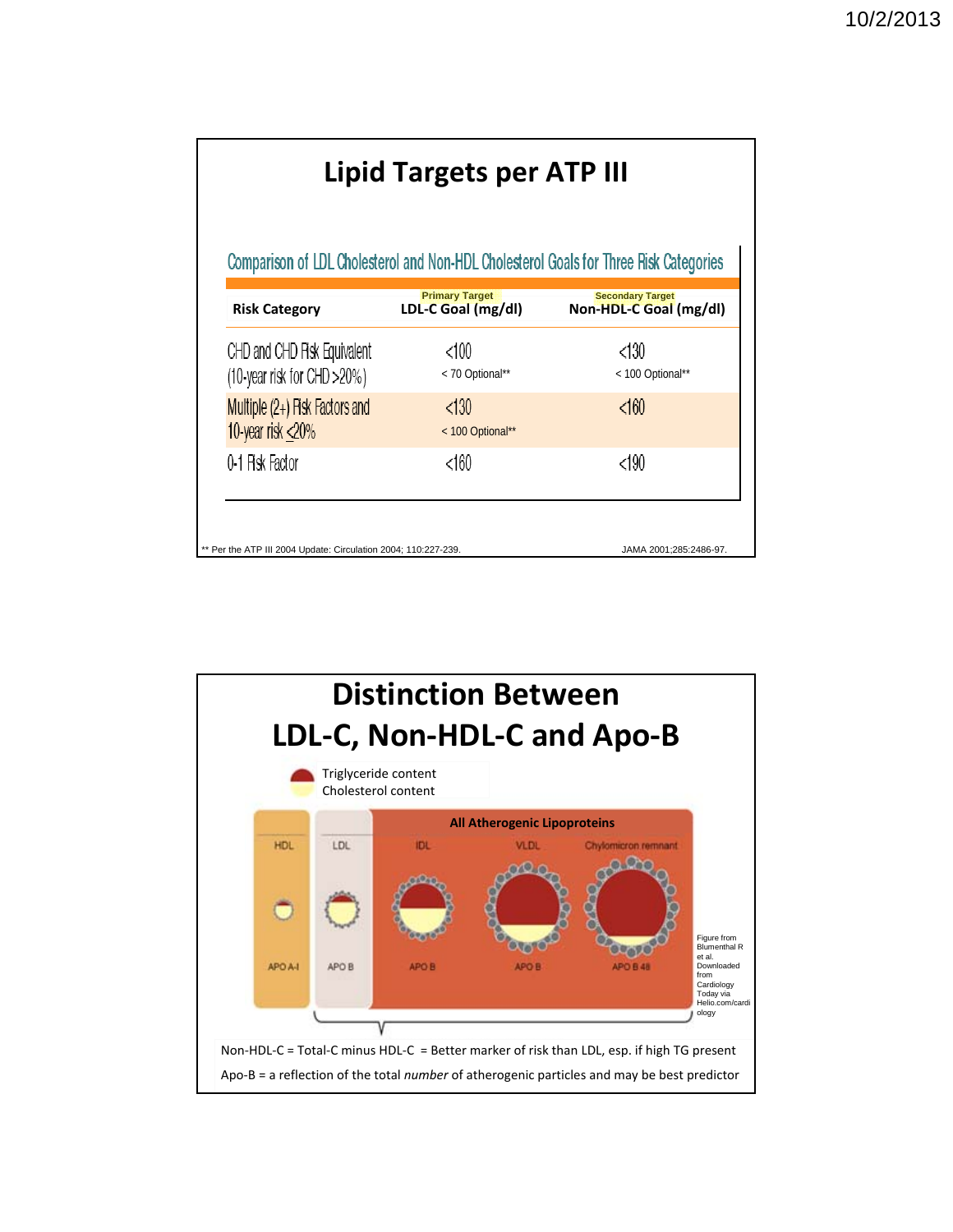# Lipid Targets per ATP III

Comparison of LDL Cholesterol and Non-HDL Cholesterol Goals for Three Risk Categories

| Risk Category | Primary Target<br>LDL-C Goal (mg/dl) | Secondary Target<br>Non-HDL-C Goal (mg/dl) |
|---|---|---|
| CHD and CHD Risk Equivalent (10-year risk for CHD >20%) | <100<br>< 70 Optional** | <130<br>< 100 Optional** |
| Multiple (2+) Risk Factors and 10-year risk ≤20% | <130<br>< 100 Optional** | <160 |
| 0-1 Risk Factor | <160 | <190 |

** Per the ATP III 2004 Update: Circulation 2004; 110:227-239.

JAMA 2001;285:2486-97.

# Distinction Between LDL-C, Non-HDL-C and Apo-B

Triglyceride content
Cholesterol content

All Atherogenic Lipoproteins

HDL — APO A-I
LDL — APO B
IDL — APO B
VLDL — APO B
Chylomicron remnant — APO B 48

Figure from Blumenthal R et al. Downloaded from Cardiology Today via Helio.com/cardiology

Non-HDL-C = Total-C minus HDL-C = Better marker of risk than LDL, esp. if high TG present

Apo-B = a reflection of the total *number* of atherogenic particles and may be best predictor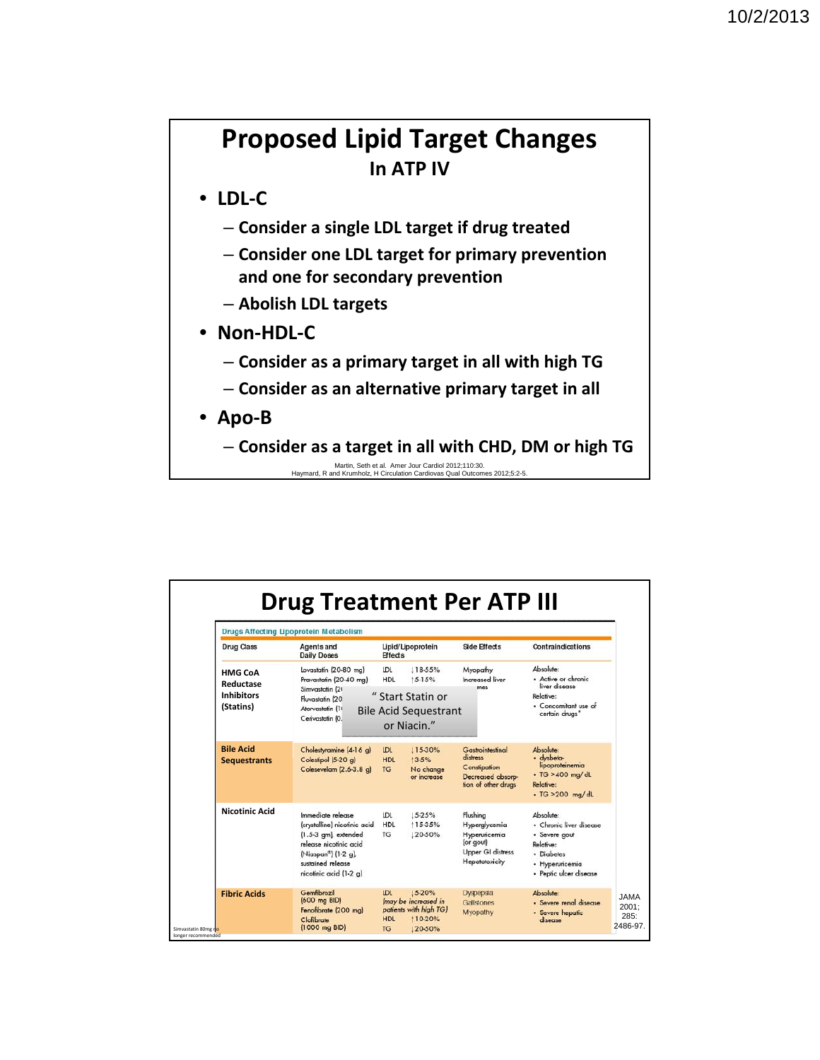# Proposed Lipid Target Changes

## In ATP IV

- **LDL-C**
  - Consider a single LDL target if drug treated
  - Consider one LDL target for primary prevention and one for secondary prevention
  - Abolish LDL targets
- **Non-HDL-C**
  - Consider as a primary target in all with high TG
  - Consider as an alternative primary target in all
- **Apo-B**
  - Consider as a target in all with CHD, DM or high TG

Martin, Seth et al. Amer Jour Cardiol 2012;110:30.
Haymard, R and Krumholz, H Circulation Cardiovas Qual Outcomes 2012;5:2-5.

# Drug Treatment Per ATP III

**Drugs Affecting Lipoprotein Metabolism**

| Drug Class | Agents and Daily Doses | Lipid/Lipoprotein Effects | Side Effects | Contraindications |
|---|---|---|---|---|
| **HMG CoA Reductase Inhibitors (Statins)** | Lovastatin (20-80 mg)<br>Pravastatin (20-40 mg)<br>Simvastatin (2…<br>Fluvastatin (20…<br>Atorvastatin (1…<br>Cerivastatin (0.… | LDL ↓18-55%<br>HDL ↑5-15% | Myopathy<br>Increased liver …mes | Absolute:<br>• Active or chronic liver disease<br>Relative:<br>• Concomitant use of certain drugs* |
| **Bile Acid Sequestrants** | Cholestyramine (4-16 g)<br>Colestipol (5-20 g)<br>Colesevelam (2.6-3.8 g) | LDL ↓15-30%<br>HDL ↑3-5%<br>TG No change or increase | Gastrointestinal distress<br>Constipation<br>Decreased absorption of other drugs | Absolute:<br>• dysbeta-lipoproteinemia<br>• TG >400 mg/dL<br>Relative:<br>• TG >200 mg/dL |
| **Nicotinic Acid** | Immediate release (crystalline) nicotinic acid (1.5-3 gm), extended release nicotinic acid (Niaspan®) (1-2 g), sustained release nicotinic acid (1-2 g) | LDL ↓5-25%<br>HDL ↑15-35%<br>TG ↓20-50% | Flushing<br>Hyperglycemia<br>Hyperuricemia (or gout)<br>Upper GI distress<br>Hepatotoxicity | Absolute:<br>• Chronic liver disease<br>• Severe gout<br>Relative:<br>• Diabetes<br>• Hyperuricemia<br>• Peptic ulcer disease |
| **Fibric Acids** | Gemfibrozil (600 mg BID)<br>Fenofibrate (200 mg)<br>Clofibrate (1000 mg BID) | LDL ↓5-20% (may be increased in patients with high TG)<br>HDL ↑10-20%<br>TG ↓20-50% | Dyspepsia<br>Gallstones<br>Myopathy | Absolute:<br>• Severe renal disease<br>• Severe hepatic disease |

" Start Statin or Bile Acid Sequestrant or Niacin."

Simvastatin 80mg no longer recommended

JAMA 2001; 285: 2486-97.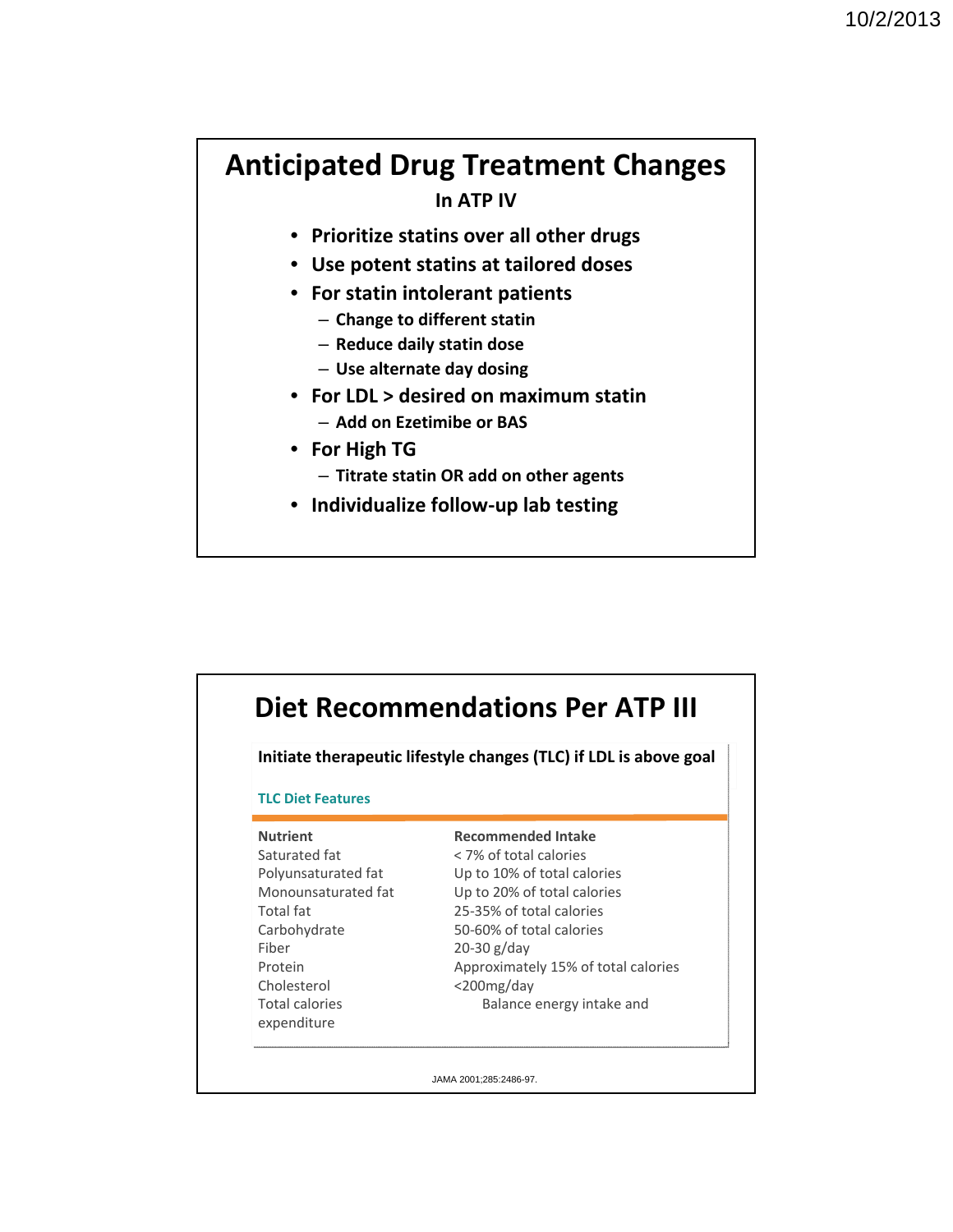# Anticipated Drug Treatment Changes

**In ATP IV**

- **Prioritize statins over all other drugs**
- **Use potent statins at tailored doses**
- **For statin intolerant patients**
  - **Change to different statin**
  - **Reduce daily statin dose**
  - **Use alternate day dosing**
- **For LDL > desired on maximum statin**
  - **Add on Ezetimibe or BAS**
- **For High TG**
  - **Titrate statin OR add on other agents**
- **Individualize follow-up lab testing**

# Diet Recommendations Per ATP III

**Initiate therapeutic lifestyle changes (TLC) if LDL is above goal**

**TLC Diet Features**

| Nutrient | Recommended Intake |
|---|---|
| Saturated fat | < 7% of total calories |
| Polyunsaturated fat | Up to 10% of total calories |
| Monounsaturated fat | Up to 20% of total calories |
| Total fat | 25-35% of total calories |
| Carbohydrate | 50-60% of total calories |
| Fiber | 20-30 g/day |
| Protein | Approximately 15% of total calories |
| Cholesterol | <200mg/day |
| Total calories | Balance energy intake and expenditure |

JAMA 2001;285:2486-97.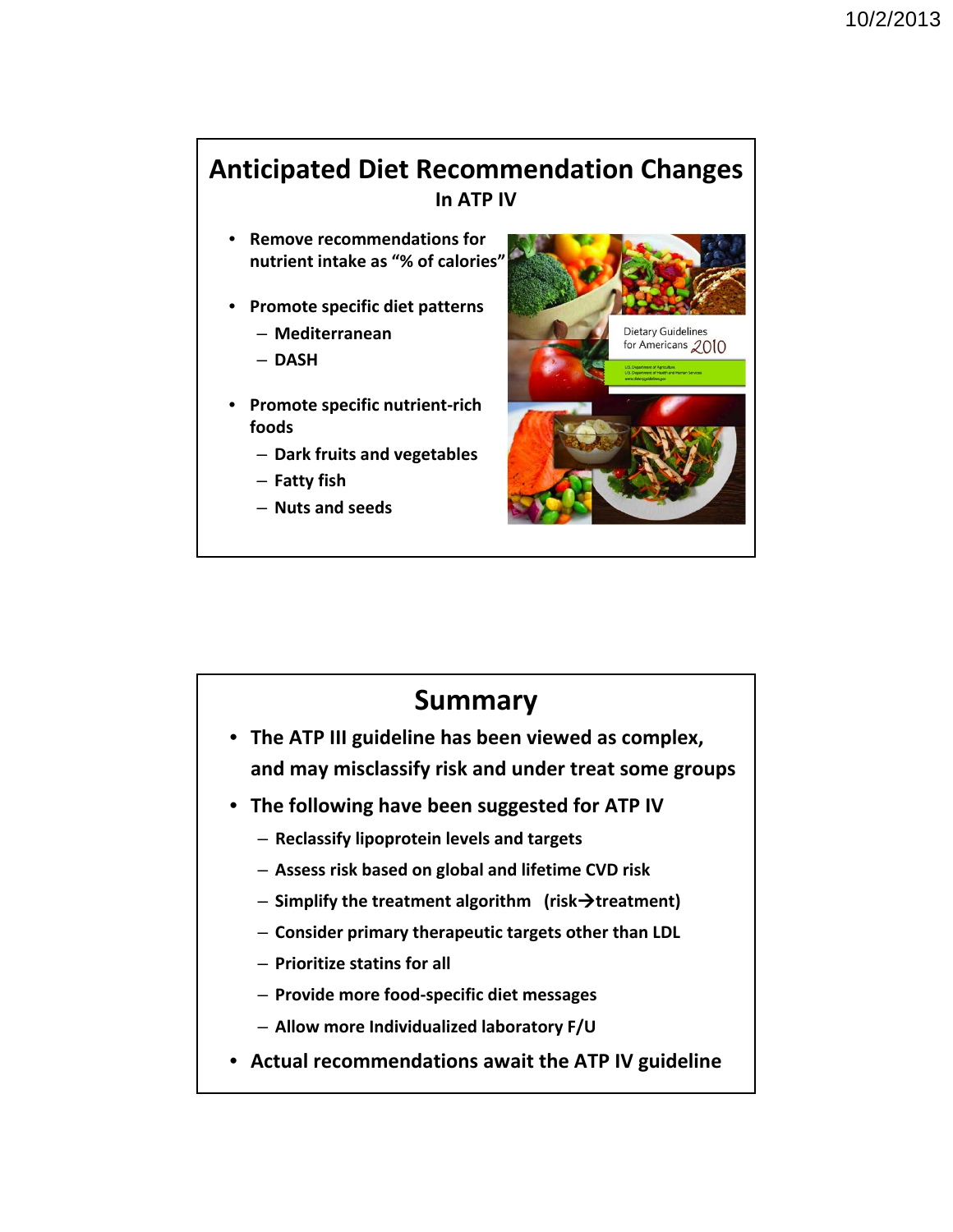## Anticipated Diet Recommendation Changes

### In ATP IV

- Remove recommendations for nutrient intake as "% of calories"
- Promote specific diet patterns
  - Mediterranean
  - DASH
- Promote specific nutrient-rich foods
  - Dark fruits and vegetables
  - Fatty fish
  - Nuts and seeds

Dietary Guidelines for Americans 2010

## Summary

- The ATP III guideline has been viewed as complex, and may misclassify risk and under treat some groups
- The following have been suggested for ATP IV
  - Reclassify lipoprotein levels and targets
  - Assess risk based on global and lifetime CVD risk
  - Simplify the treatment algorithm (risk→treatment)
  - Consider primary therapeutic targets other than LDL
  - Prioritize statins for all
  - Provide more food-specific diet messages
  - Allow more Individualized laboratory F/U
- Actual recommendations await the ATP IV guideline